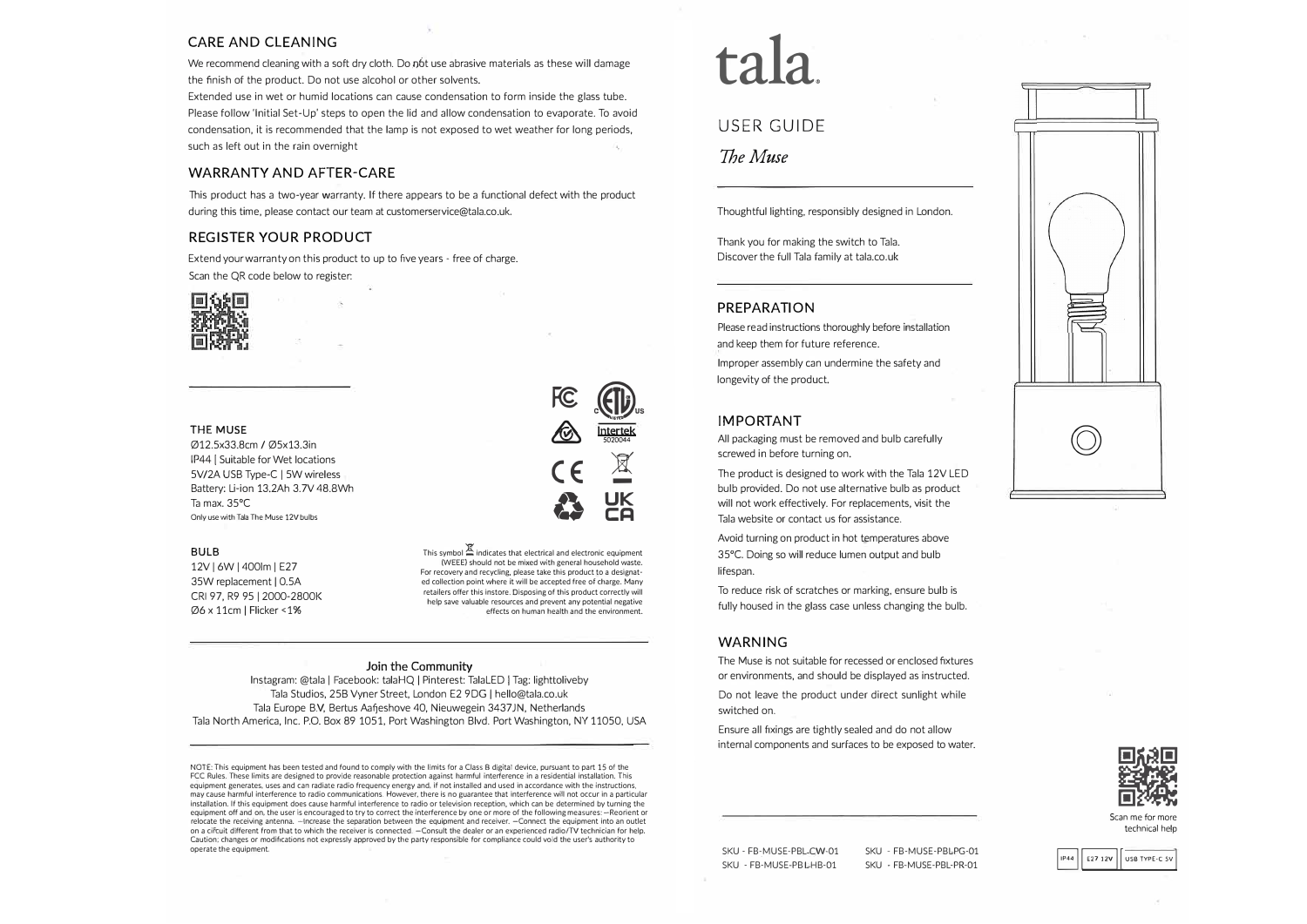## CARE AND CLEANING

We recommend cleaning with a soft dry cloth. Do not use abrasive materials as these will damage the finish of the product. Do not use alcohol or other solvents.

Extended use in wet or humid locations can cause condensation to form inside the glass tube. Please follow 'Initial Set-Up' steps to open the lid and allow condensation to evaporate. To avoid condensation, it is recommended that the lamp is not exposed to wet weather for long periods, such as left out in the rain overnight

## WARRANTY AND AFTER-CARE

This product has a two-year warranty. If there appears to be a functional defect with the product during this time, please contact our team at customerservice@tala.co.uk.

## REGISTER YOUR PRODUCT

Extend your warranty on this product to up to five years - free of charge.

Scan the QR code below to register:

### THE MUSE

Ø12.5x33.8cm / Ø5x13.3in
IP44 | Suitable for Wet locations
5V/2A USB Type-C | 5W wireless
Battery: Li-ion 13.2Ah 3.7V 48.8Wh
Ta max. 35°C
Only use with Tala The Muse 12V bulbs

### BULB

12V | 6W | 400lm | E27
35W replacement | 0.5A
CRI 97, R9 95 | 2000-2800K
Ø6 x 11cm | Flicker <1%

Intertek 5020044

This symbol indicates that electrical and electronic equipment (WEEE) should not be mixed with general household waste. For recovery and recycling, please take this product to a designated collection point where it will be accepted free of charge. Many retailers offer this instore. Disposing of this product correctly will help save valuable resources and prevent any potential negative effects on human health and the environment.

**Join the Community**

Instagram: @tala | Facebook: talaHQ | Pinterest: TalaLED | Tag: lighttoliveby
Tala Studios, 25B Vyner Street, London E2 9DG | hello@tala.co.uk
Tala Europe B.V, Bertus Aafjeshove 40, Nieuwegein 3437JN, Netherlands
Tala North America, Inc. P.O. Box 89 1051, Port Washington Blvd. Port Washington, NY 11050, USA

NOTE: This equipment has been tested and found to comply with the limits for a Class B digital device, pursuant to part 15 of the FCC Rules. These limits are designed to provide reasonable protection against harmful interference in a residential installation. This equipment generates, uses and can radiate radio frequency energy and, if not installed and used in accordance with the instructions, may cause harmful interference to radio communications. However, there is no guarantee that interference will not occur in a particular installation. If this equipment does cause harmful interference to radio or television reception, which can be determined by turning the equipment off and on, the user is encouraged to try to correct the interference by one or more of the following measures: —Reorient or relocate the receiving antenna. —Increase the separation between the equipment and receiver. —Connect the equipment into an outlet on a circuit different from that to which the receiver is connected. —Consult the dealer or an experienced radio/TV technician for help. Caution: changes or modifications not expressly approved by the party responsible for compliance could void the user's authority to operate the equipment.

# tala.

## USER GUIDE

*The Muse*

Thoughtful lighting, responsibly designed in London.

Thank you for making the switch to Tala.
Discover the full Tala family at tala.co.uk

## PREPARATION

Please read instructions thoroughly before installation and keep them for future reference.

Improper assembly can undermine the safety and longevity of the product.

## IMPORTANT

All packaging must be removed and bulb carefully screwed in before turning on.

The product is designed to work with the Tala 12V LED bulb provided. Do not use alternative bulb as product will not work effectively. For replacements, visit the Tala website or contact us for assistance.

Avoid turning on product in hot temperatures above 35°C. Doing so will reduce lumen output and bulb lifespan.

To reduce risk of scratches or marking, ensure bulb is fully housed in the glass case unless changing the bulb.

## WARNING

The Muse is not suitable for recessed or enclosed fixtures or environments, and should be displayed as instructed.

Do not leave the product under direct sunlight while switched on.

Ensure all fixings are tightly sealed and do not allow internal components and surfaces to be exposed to water.

SKU - FB-MUSE-PBL-CW-01
SKU - FB-MUSE-PBL-HB-01
SKU - FB-MUSE-PBL-PG-01
SKU - FB-MUSE-PBL-PR-01

Scan me for more technical help

IP44 | E27 12V | USB TYPE-C 5V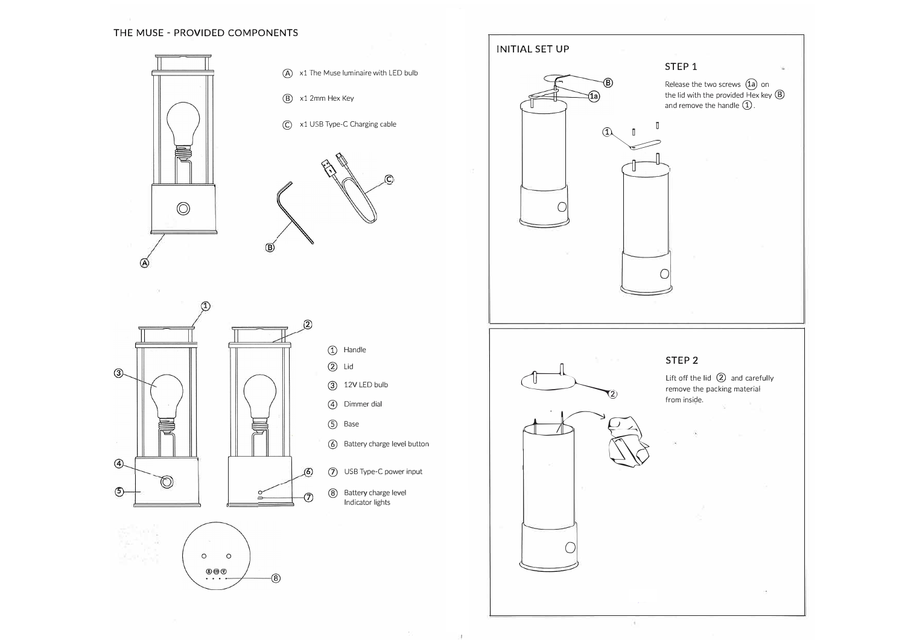## THE MUSE - PROVIDED COMPONENTS

- (A) x1 The Muse luminaire with LED bulb
- (B) x1 2mm Hex Key
- (C) x1 USB Type-C Charging cable

1. Handle
2. Lid
3. 12V LED bulb
4. Dimmer dial
5. Base
6. Battery charge level button
7. USB Type-C power input
8. Battery charge level Indicator lights

## INITIAL SET UP

### STEP 1

Release the two screws (1a) on the lid with the provided Hex key (B) and remove the handle (1).

### STEP 2

Lift off the lid (2) and carefully remove the packing material from inside.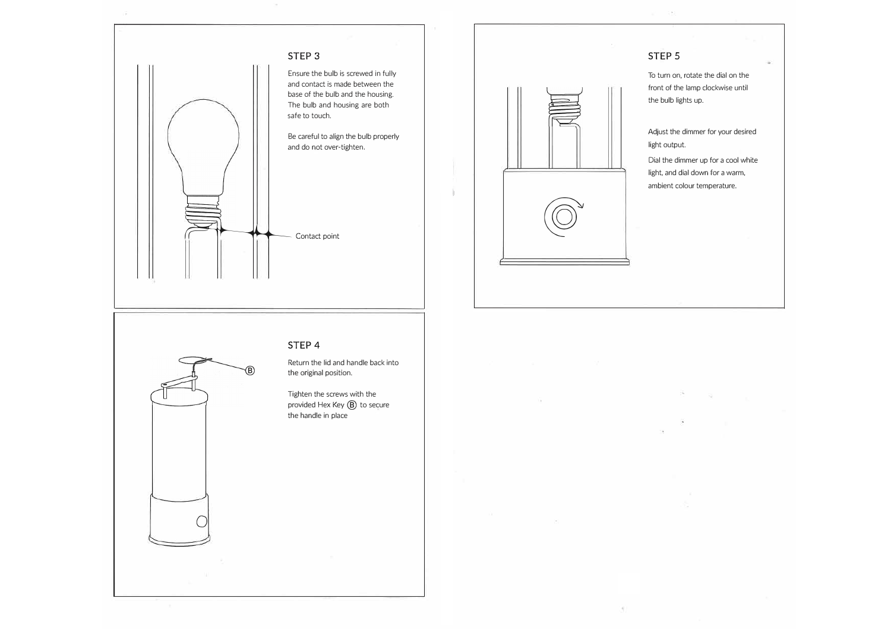## STEP 3

Ensure the bulb is screwed in fully and contact is made between the base of the bulb and the housing. The bulb and housing are both safe to touch.

Be careful to align the bulb properly and do not over-tighten.

Contact point

## STEP 4

Return the lid and handle back into the original position.

Tighten the screws with the provided Hex Key (B) to secure the handle in place

(B)

## STEP 5

To turn on, rotate the dial on the front of the lamp clockwise until the bulb lights up.

Adjust the dimmer for your desired light output.

Dial the dimmer up for a cool white light, and dial down for a warm, ambient colour temperature.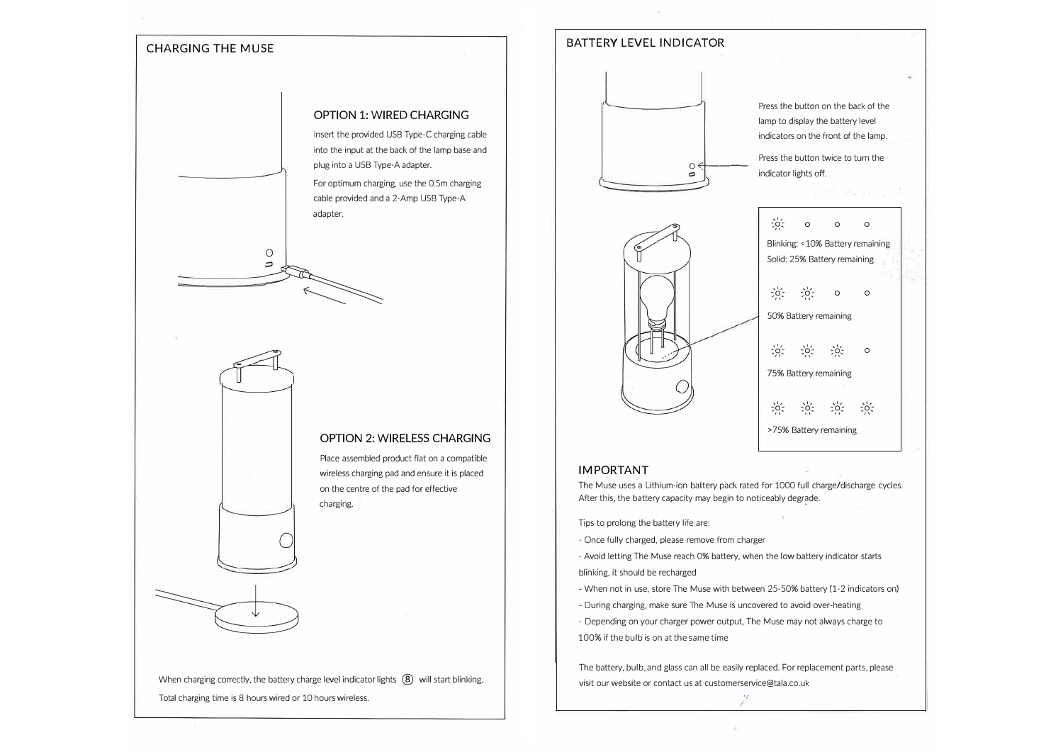## CHARGING THE MUSE

### OPTION 1: WIRED CHARGING

Insert the provided USB Type-C charging cable into the input at the back of the lamp base and plug into a USB Type-A adapter.

For optimum charging, use the 0.5m charging cable provided and a 2-Amp USB Type-A adapter.

### OPTION 2: WIRELESS CHARGING

Place assembled product flat on a compatible wireless charging pad and ensure it is placed on the centre of the pad for effective charging.

When charging correctly, the battery charge level indicator lights (8) will start blinking.

Total charging time is 8 hours wired or 10 hours wireless.

## BATTERY LEVEL INDICATOR

Press the button on the back of the lamp to display the battery level indicators on the front of the lamp.

Press the button twice to turn the indicator lights off.

Blinking: <10% Battery remaining
Solid: 25% Battery remaining

50% Battery remaining

75% Battery remaining

>75% Battery remaining

### IMPORTANT

The Muse uses a Lithium-ion battery pack rated for 1000 full charge/discharge cycles. After this, the battery capacity may begin to noticeably degrade.

Tips to prolong the battery life are:

- Once fully charged, please remove from charger
- Avoid letting The Muse reach 0% battery, when the low battery indicator starts blinking, it should be recharged
- When not in use, store The Muse with between 25-50% battery (1-2 indicators on)
- During charging, make sure The Muse is uncovered to avoid over-heating
- Depending on your charger power output, The Muse may not always charge to 100% if the bulb is on at the same time

The battery, bulb, and glass can all be easily replaced. For replacement parts, please visit our website or contact us at customerservice@tala.co.uk